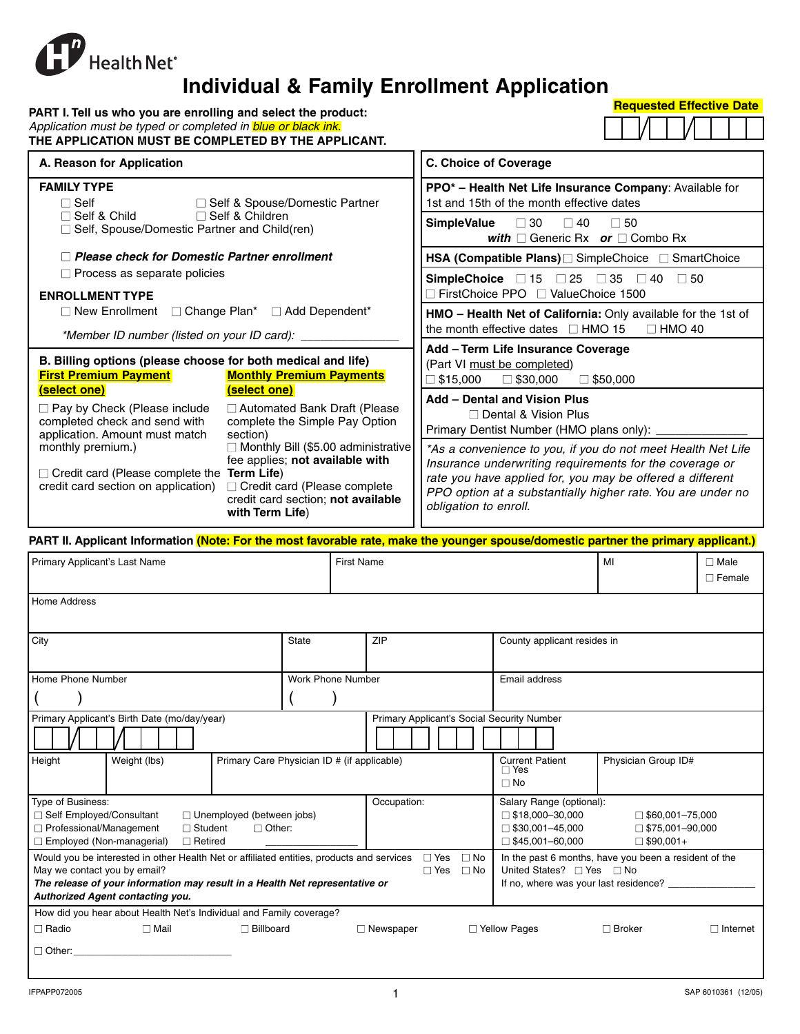Health Net®

# Individual & Family Enrollment Application

**Requested Effective Date**

☐☐/☐☐/☐☐☐☐

**PART I. Tell us who you are enrolling and select the product:**
*Application must be typed or completed in blue or black ink.*
**THE APPLICATION MUST BE COMPLETED BY THE APPLICANT.**

## A. Reason for Application

**FAMILY TYPE**

☐ Self ☐ Self & Spouse/Domestic Partner
☐ Self & Child ☐ Self & Children
☐ Self, Spouse/Domestic Partner and Child(ren)

☐ ***Please check for Domestic Partner enrollment***

☐ Process as separate policies

**ENROLLMENT TYPE**

☐ New Enrollment ☐ Change Plan* ☐ Add Dependent*

*\*Member ID number (listed on your ID card):* _______________

## B. Billing options (please choose for both medical and life)

**First Premium Payment (select one)**

☐ Pay by Check (Please include completed check and send with application. Amount must match monthly premium.)

☐ Credit card (Please complete the credit card section on application)

**Monthly Premium Payments (select one)**

☐ Automated Bank Draft (Please complete the Simple Pay Option section)

☐ Monthly Bill ($5.00 administrative fee applies; **not available with Term Life**)

☐ Credit card (Please complete credit card section; **not available with Term Life**)

## C. Choice of Coverage

**PPO\* – Health Net Life Insurance Company**: Available for 1st and 15th of the month effective dates

**SimpleValue** ☐ 30 ☐ 40 ☐ 50
***with*** ☐ Generic Rx ***or*** ☐ Combo Rx

**HSA (Compatible Plans)** ☐ SimpleChoice ☐ SmartChoice

**SimpleChoice** ☐ 15 ☐ 25 ☐ 35 ☐ 40 ☐ 50
☐ FirstChoice PPO ☐ ValueChoice 1500

**HMO – Health Net of California:** Only available for the 1st of the month effective dates ☐ HMO 15 ☐ HMO 40

**Add – Term Life Insurance Coverage**
(Part VI must be completed)
☐ $15,000 ☐ $30,000 ☐ $50,000

**Add – Dental and Vision Plus**
☐ Dental & Vision Plus
Primary Dentist Number (HMO plans only): _______________

*\*As a convenience to you, if you do not meet Health Net Life Insurance underwriting requirements for the coverage or rate you have applied for, you may be offered a different PPO option at a substantially higher rate. You are under no obligation to enroll.*

## PART II. Applicant Information (Note: For the most favorable rate, make the younger spouse/domestic partner the primary applicant.)

| Primary Applicant's Last Name | First Name | MI | ☐ Male ☐ Female |
|---|---|---|---|

| Home Address |
|---|

| City | State | ZIP | County applicant resides in |
|---|---|---|---|

| Home Phone Number ( ) | Work Phone Number ( ) | Email address |
|---|---|---|

| Primary Applicant's Birth Date (mo/day/year) ☐☐/☐☐/☐☐☐☐ | Primary Applicant's Social Security Number ☐☐☐ ☐☐ ☐☐☐☐ |
|---|---|

| Height | Weight (lbs) | Primary Care Physician ID # (if applicable) | Current Patient ☐ Yes ☐ No | Physician Group ID# |
|---|---|---|---|---|

| Type of Business: | Occupation: | Salary Range (optional): |
|---|---|---|
| ☐ Self Employed/Consultant ☐ Unemployed (between jobs) ☐ Professional/Management ☐ Student ☐ Other: _______________ ☐ Employed (Non-managerial) ☐ Retired | | ☐ $18,000–30,000 ☐ $60,001–75,000 ☐ $30,001–45,000 ☐ $75,001–90,000 ☐ $45,001–60,000 ☐ $90,001+ |

Would you be interested in other Health Net or affiliated entities, products and services ☐ Yes ☐ No
May we contact you by email? ☐ Yes ☐ No
***The release of your information may result in a Health Net representative or Authorized Agent contacting you.***

In the past 6 months, have you been a resident of the United States? ☐ Yes ☐ No
If no, where was your last residence? _______________

How did you hear about Health Net's Individual and Family coverage?

☐ Radio ☐ Mail ☐ Billboard ☐ Newspaper ☐ Yellow Pages ☐ Broker ☐ Internet

☐ Other: ___________________________

IFPAPP072005 SAP 6010361 (12/05)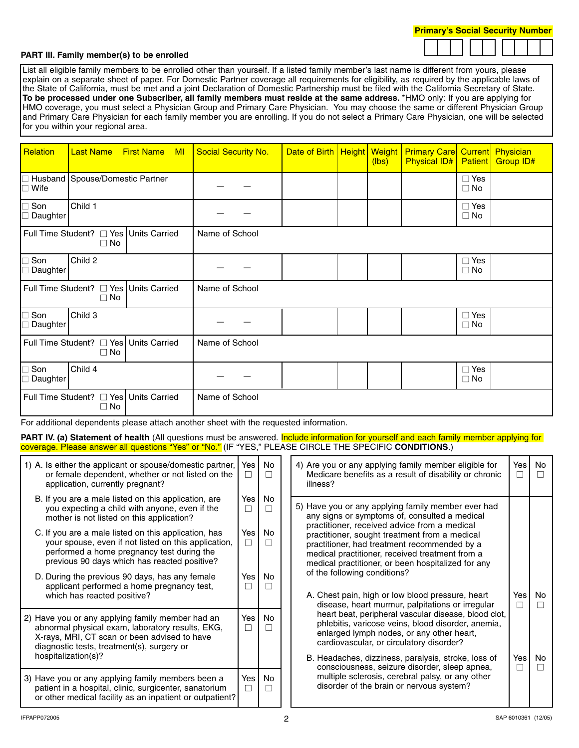Primary's Social Security Number

## PART III. Family member(s) to be enrolled

List all eligible family members to be enrolled other than yourself. If a listed family member's last name is different from yours, please explain on a separate sheet of paper. For Domestic Partner coverage all requirements for eligibility, as required by the applicable laws of the State of California, must be met and a joint Declaration of Domestic Partnership must be filed with the California Secretary of State. **To be processed under one Subscriber, all family members must reside at the same address.** *HMO only: If you are applying for HMO coverage, you must select a Physician Group and Primary Care Physician. You may choose the same or different Physician Group and Primary Care Physician for each family member you are enrolling. If you do not select a Primary Care Physician, one will be selected for you within your regional area.

| Relation | Last Name First Name MI | Social Security No. | Date of Birth | Height | Weight (lbs) | Primary Care Physical ID# | Current Patient | Physician Group ID# |
|---|---|---|---|---|---|---|---|---|
| ☐ Husband ☐ Wife | Spouse/Domestic Partner | — — | | | | | ☐ Yes ☐ No | |
| ☐ Son ☐ Daughter | Child 1 | — — | | | | | ☐ Yes ☐ No | |
| Full Time Student? ☐ Yes ☐ No | Units Carried | Name of School | | | | | | |
| ☐ Son ☐ Daughter | Child 2 | — — | | | | | ☐ Yes ☐ No | |
| Full Time Student? ☐ Yes ☐ No | Units Carried | Name of School | | | | | | |
| ☐ Son ☐ Daughter | Child 3 | — — | | | | | ☐ Yes ☐ No | |
| Full Time Student? ☐ Yes ☐ No | Units Carried | Name of School | | | | | | |
| ☐ Son ☐ Daughter | Child 4 | — — | | | | | ☐ Yes ☐ No | |
| Full Time Student? ☐ Yes ☐ No | Units Carried | Name of School | | | | | | |

For additional dependents please attach another sheet with the requested information.

**PART IV. (a) Statement of health** (All questions must be answered. Include information for yourself and each family member applying for coverage. Please answer all questions "Yes" or "No." (IF "YES," PLEASE CIRCLE THE SPECIFIC **CONDITIONS**.)

| Question | Yes | No |
|---|---|---|
| 1) A. Is either the applicant or spouse/domestic partner, or female dependent, whether or not listed on the application, currently pregnant? | ☐ | ☐ |
| B. If you are a male listed on this application, are you expecting a child with anyone, even if the mother is not listed on this application? | ☐ | ☐ |
| C. If you are a male listed on this application, has your spouse, even if not listed on this application, performed a home pregnancy test during the previous 90 days which has reacted positive? | ☐ | ☐ |
| D. During the previous 90 days, has any female applicant performed a home pregnancy test, which has reacted positive? | ☐ | ☐ |
| 2) Have you or any applying family member had an abnormal physical exam, laboratory results, EKG, X-rays, MRI, CT scan or been advised to have diagnostic tests, treatment(s), surgery or hospitalization(s)? | ☐ | ☐ |
| 3) Have you or any applying family members been a patient in a hospital, clinic, surgicenter, sanatorium or other medical facility as an inpatient or outpatient? | ☐ | ☐ |
| 4) Are you or any applying family member eligible for Medicare benefits as a result of disability or chronic illness? | ☐ | ☐ |
| 5) Have you or any applying family member ever had any signs or symptoms of, consulted a medical practitioner, received advice from a medical practitioner, sought treatment from a medical practitioner, had treatment recommended by a medical practitioner, received treatment from a medical practitioner, or been hospitalized for any of the following conditions? | | |
| A. Chest pain, high or low blood pressure, heart disease, heart murmur, palpitations or irregular heart beat, peripheral vascular disease, blood clot, phlebitis, varicose veins, blood disorder, anemia, enlarged lymph nodes, or any other heart, cardiovascular, or circulatory disorder? | ☐ | ☐ |
| B. Headaches, dizziness, paralysis, stroke, loss of consciousness, seizure disorder, sleep apnea, multiple sclerosis, cerebral palsy, or any other disorder of the brain or nervous system? | ☐ | ☐ |

IFPAPP072005 SAP 6010361 (12/05)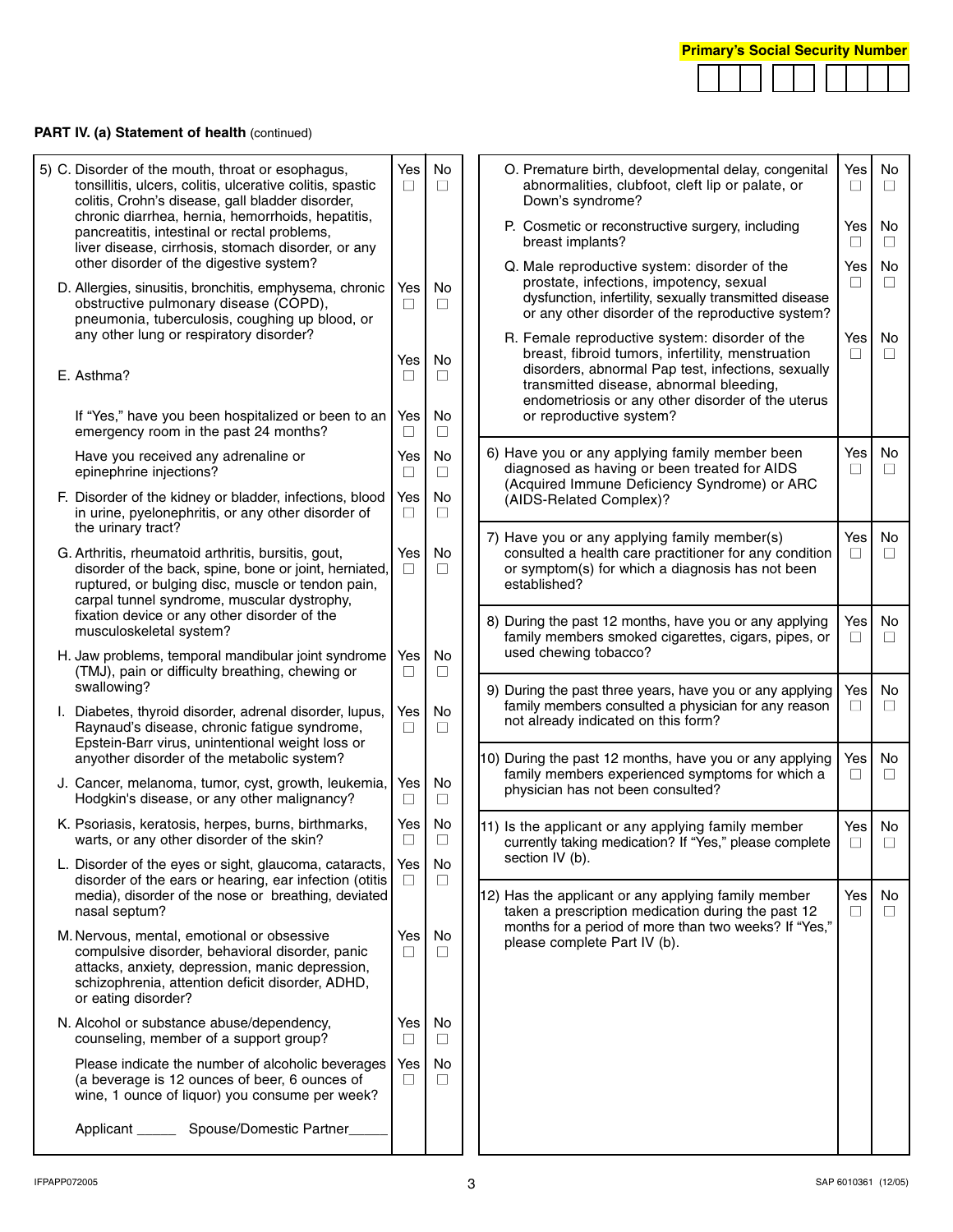**Primary's Social Security Number**

| | | | | | | | | |
|---|---|---|---|---|---|---|---|---|
| | | | | | | | | |

**PART IV. (a) Statement of health** (continued)

| Question | Yes | No |
|---|---|---|
| 5) C. Disorder of the mouth, throat or esophagus, tonsillitis, ulcers, colitis, ulcerative colitis, spastic colitis, Crohn's disease, gall bladder disorder, chronic diarrhea, hernia, hemorrhoids, hepatitis, pancreatitis, intestinal or rectal problems, liver disease, cirrhosis, stomach disorder, or any other disorder of the digestive system? | ☐ | ☐ |
| D. Allergies, sinusitis, bronchitis, emphysema, chronic obstructive pulmonary disease (COPD), pneumonia, tuberculosis, coughing up blood, or any other lung or respiratory disorder? | ☐ | ☐ |
| E. Asthma? | ☐ | ☐ |
| If "Yes," have you been hospitalized or been to an emergency room in the past 24 months? | ☐ | ☐ |
| Have you received any adrenaline or epinephrine injections? | ☐ | ☐ |
| F. Disorder of the kidney or bladder, infections, blood in urine, pyelonephritis, or any other disorder of the urinary tract? | ☐ | ☐ |
| G. Arthritis, rheumatoid arthritis, bursitis, gout, disorder of the back, spine, bone or joint, herniated, ruptured, or bulging disc, muscle or tendon pain, carpal tunnel syndrome, muscular dystrophy, fixation device or any other disorder of the musculoskeletal system? | ☐ | ☐ |
| H. Jaw problems, temporal mandibular joint syndrome (TMJ), pain or difficulty breathing, chewing or swallowing? | ☐ | ☐ |
| I. Diabetes, thyroid disorder, adrenal disorder, lupus, Raynaud's disease, chronic fatigue syndrome, Epstein-Barr virus, unintentional weight loss or anyother disorder of the metabolic system? | ☐ | ☐ |
| J. Cancer, melanoma, tumor, cyst, growth, leukemia, Hodgkin's disease, or any other malignancy? | ☐ | ☐ |
| K. Psoriasis, keratosis, herpes, burns, birthmarks, warts, or any other disorder of the skin? | ☐ | ☐ |
| L. Disorder of the eyes or sight, glaucoma, cataracts, disorder of the ears or hearing, ear infection (otitis media), disorder of the nose or breathing, deviated nasal septum? | ☐ | ☐ |
| M. Nervous, mental, emotional or obsessive compulsive disorder, behavioral disorder, panic attacks, anxiety, depression, manic depression, schizophrenia, attention deficit disorder, ADHD, or eating disorder? | ☐ | ☐ |
| N. Alcohol or substance abuse/dependency, counseling, member of a support group? | ☐ | ☐ |
| Please indicate the number of alcoholic beverages (a beverage is 12 ounces of beer, 6 ounces of wine, 1 ounce of liquor) you consume per week? Applicant _____ Spouse/Domestic Partner_____ | ☐ | ☐ |
| O. Premature birth, developmental delay, congenital abnormalities, clubfoot, cleft lip or palate, or Down's syndrome? | ☐ | ☐ |
| P. Cosmetic or reconstructive surgery, including breast implants? | ☐ | ☐ |
| Q. Male reproductive system: disorder of the prostate, infections, impotency, sexual dysfunction, infertility, sexually transmitted disease or any other disorder of the reproductive system? | ☐ | ☐ |
| R. Female reproductive system: disorder of the breast, fibroid tumors, infertility, menstruation disorders, abnormal Pap test, infections, sexually transmitted disease, abnormal bleeding, endometriosis or any other disorder of the uterus or reproductive system? | ☐ | ☐ |
| 6) Have you or any applying family member been diagnosed as having or been treated for AIDS (Acquired Immune Deficiency Syndrome) or ARC (AIDS-Related Complex)? | ☐ | ☐ |
| 7) Have you or any applying family member(s) consulted a health care practitioner for any condition or symptom(s) for which a diagnosis has not been established? | ☐ | ☐ |
| 8) During the past 12 months, have you or any applying family members smoked cigarettes, cigars, pipes, or used chewing tobacco? | ☐ | ☐ |
| 9) During the past three years, have you or any applying family members consulted a physician for any reason not already indicated on this form? | ☐ | ☐ |
| 10) During the past 12 months, have you or any applying family members experienced symptoms for which a physician has not been consulted? | ☐ | ☐ |
| 11) Is the applicant or any applying family member currently taking medication? If "Yes," please complete section IV (b). | ☐ | ☐ |
| 12) Has the applicant or any applying family member taken a prescription medication during the past 12 months for a period of more than two weeks? If "Yes," please complete Part IV (b). | ☐ | ☐ |

IFPAPP072005

SAP 6010361 (12/05)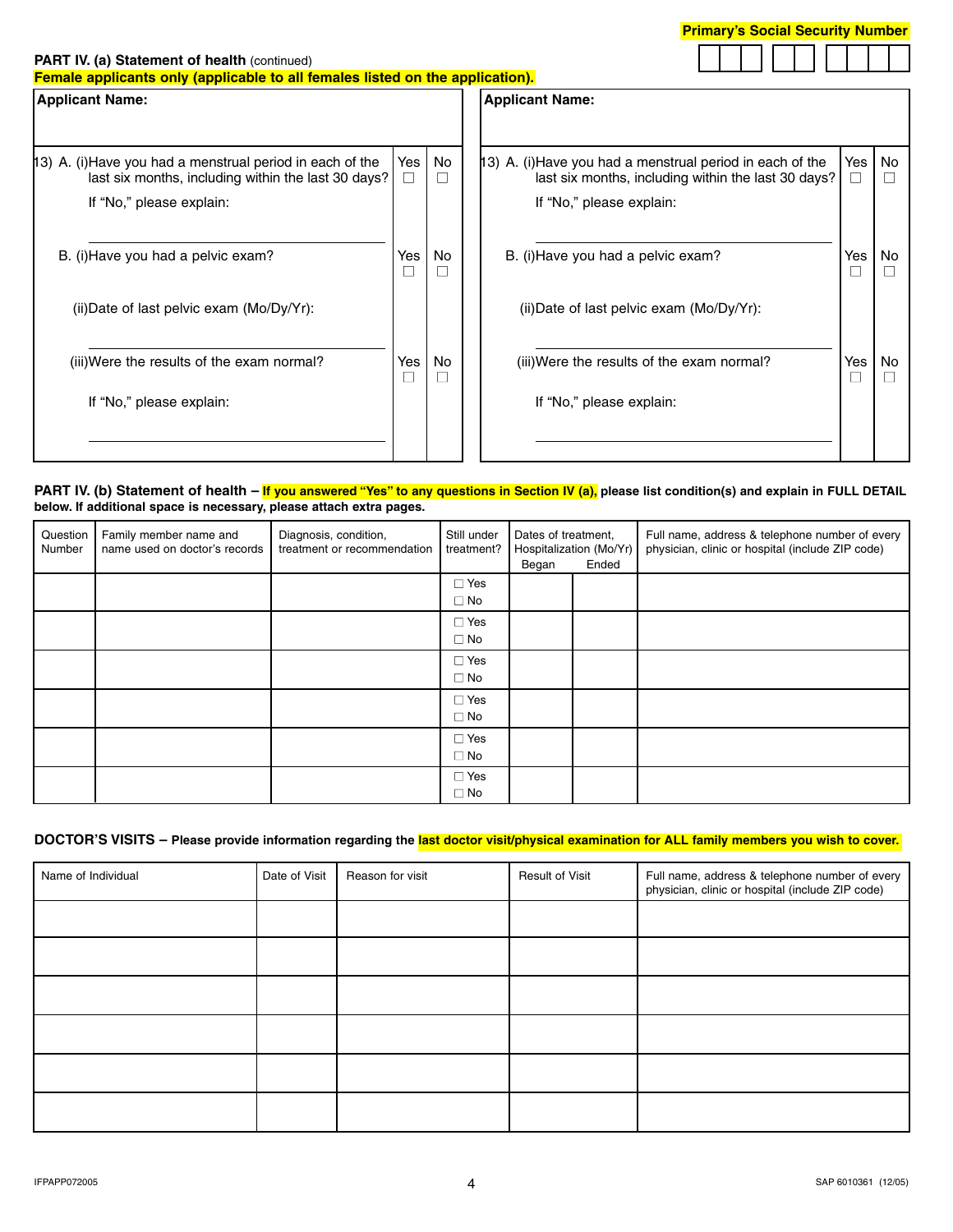**Primary's Social Security Number**

| | | | | | | | | |
|---|---|---|---|---|---|---|---|---|
| | | | | | | | | |

### PART IV. (a) Statement of health (continued)

**Female applicants only (applicable to all females listed on the application).**

**Applicant Name:**

13) A. (i) Have you had a menstrual period in each of the last six months, including within the last 30 days? ☐ Yes ☐ No

If "No," please explain:

B. (i) Have you had a pelvic exam? ☐ Yes ☐ No

(ii) Date of last pelvic exam (Mo/Dy/Yr):

(iii) Were the results of the exam normal? ☐ Yes ☐ No

If "No," please explain:

**Applicant Name:**

13) A. (i) Have you had a menstrual period in each of the last six months, including within the last 30 days? ☐ Yes ☐ No

If "No," please explain:

B. (i) Have you had a pelvic exam? ☐ Yes ☐ No

(ii) Date of last pelvic exam (Mo/Dy/Yr):

(iii) Were the results of the exam normal? ☐ Yes ☐ No

If "No," please explain:

### PART IV. (b) Statement of health – **If you answered "Yes" to any questions in Section IV (a),** please list condition(s) and explain in FULL DETAIL below. If additional space is necessary, please attach extra pages.

| Question Number | Family member name and name used on doctor's records | Diagnosis, condition, treatment or recommendation | Still under treatment? | Dates of treatment, Hospitalization (Mo/Yr) Began | Ended | Full name, address & telephone number of every physician, clinic or hospital (include ZIP code) |
|---|---|---|---|---|---|---|
| | | | ☐ Yes ☐ No | | | |
| | | | ☐ Yes ☐ No | | | |
| | | | ☐ Yes ☐ No | | | |
| | | | ☐ Yes ☐ No | | | |
| | | | ☐ Yes ☐ No | | | |
| | | | ☐ Yes ☐ No | | | |

### DOCTOR'S VISITS – Please provide information regarding the **last doctor visit/physical examination for ALL family members you wish to cover.**

| Name of Individual | Date of Visit | Reason for visit | Result of Visit | Full name, address & telephone number of every physician, clinic or hospital (include ZIP code) |
|---|---|---|---|---|
| | | | | |
| | | | | |
| | | | | |
| | | | | |
| | | | | |
| | | | | |

IFPAPP072005 SAP 6010361 (12/05)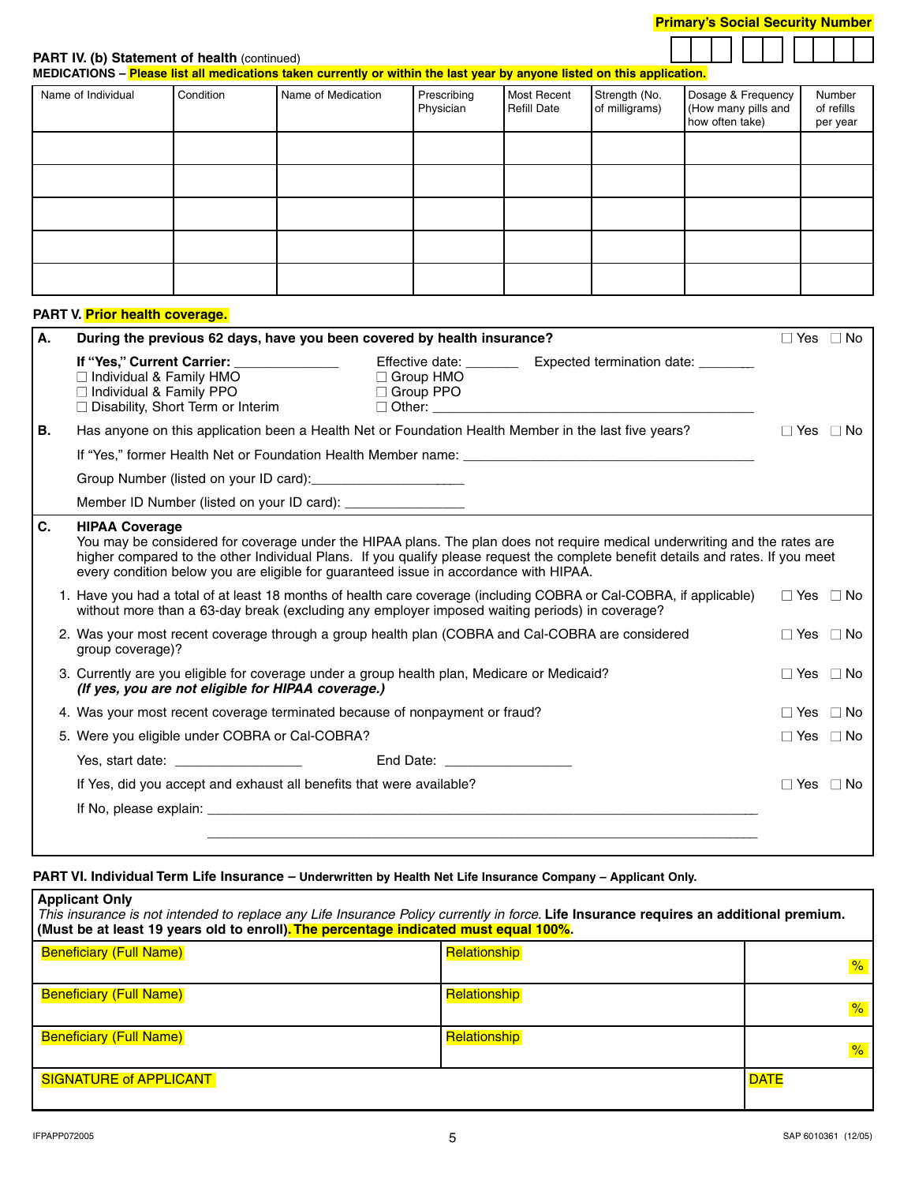**Primary's Social Security Number**

| | | | | | | | | |
|---|---|---|---|---|---|---|---|---|
| | | | | | | | | |

**PART IV. (b) Statement of health** (continued)

**MEDICATIONS – Please list all medications taken currently or within the last year by anyone listed on this application.**

| Name of Individual | Condition | Name of Medication | Prescribing Physician | Most Recent Refill Date | Strength (No. of milligrams) | Dosage & Frequency (How many pills and how often take) | Number of refills per year |
|---|---|---|---|---|---|---|---|
| | | | | | | | |
| | | | | | | | |
| | | | | | | | |
| | | | | | | | |
| | | | | | | | |

**PART V. Prior health coverage.**

**A.** **During the previous 62 days, have you been covered by health insurance?** ☐ Yes ☐ No

**If "Yes," Current Carrier:** ______________ Effective date: _______ Expected termination date: _______

☐ Individual & Family HMO
☐ Individual & Family PPO
☐ Disability, Short Term or Interim
☐ Group HMO
☐ Group PPO
☐ Other: ____________________________________________

**B.** Has anyone on this application been a Health Net or Foundation Health Member in the last five years? ☐ Yes ☐ No

If "Yes," former Health Net or Foundation Health Member name: ________________________________________

Group Number (listed on your ID card):____________________

Member ID Number (listed on your ID card): ________________

**C.** **HIPAA Coverage**

You may be considered for coverage under the HIPAA plans. The plan does not require medical underwriting and the rates are higher compared to the other Individual Plans. If you qualify please request the complete benefit details and rates. If you meet every condition below you are eligible for guaranteed issue in accordance with HIPAA.

1. Have you had a total of at least 18 months of health care coverage (including COBRA or Cal-COBRA, if applicable) without more than a 63-day break (excluding any employer imposed waiting periods) in coverage? ☐ Yes ☐ No
2. Was your most recent coverage through a group health plan (COBRA and Cal-COBRA are considered group coverage)? ☐ Yes ☐ No
3. Currently are you eligible for coverage under a group health plan, Medicare or Medicaid? ***(If yes, you are not eligible for HIPAA coverage.)*** ☐ Yes ☐ No
4. Was your most recent coverage terminated because of nonpayment or fraud? ☐ Yes ☐ No
5. Were you eligible under COBRA or Cal-COBRA? ☐ Yes ☐ No

   Yes, start date: ________________ End Date: ________________

   If Yes, did you accept and exhaust all benefits that were available? ☐ Yes ☐ No

   If No, please explain: ____________________________________________________________________________

   ____________________________________________________________________________

**PART VI. Individual Term Life Insurance – Underwritten by Health Net Life Insurance Company – Applicant Only.**

**Applicant Only**

*This insurance is not intended to replace any Life Insurance Policy currently in force.* **Life Insurance requires an additional premium. (Must be at least 19 years old to enroll). The percentage indicated must equal 100%.**

| Beneficiary (Full Name) | Relationship | % |
|---|---|---|
| Beneficiary (Full Name) | Relationship | % |
| Beneficiary (Full Name) | Relationship | % |
| SIGNATURE of APPLICANT | | DATE |

IFPAPP072005 SAP 6010361 (12/05)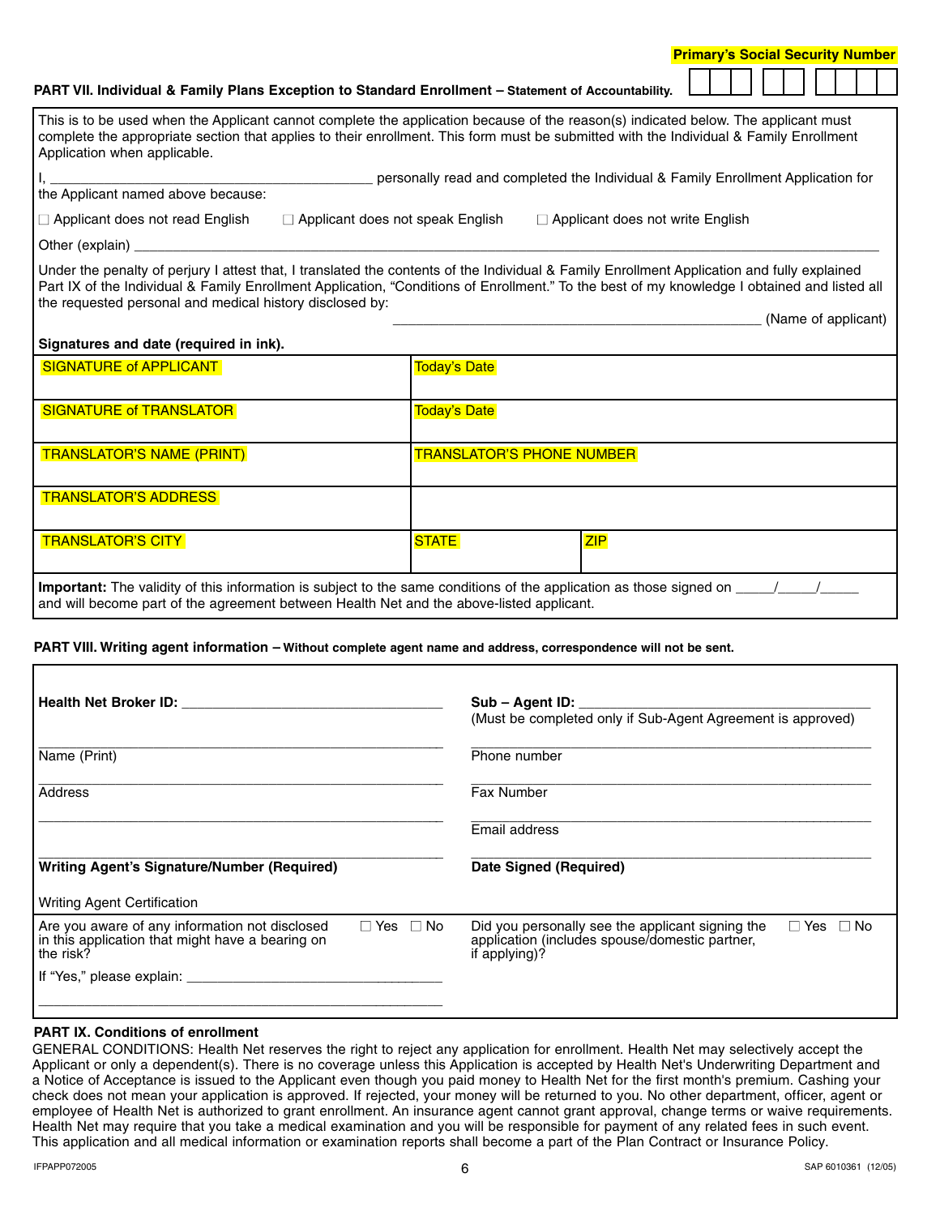**Primary's Social Security Number** ☐☐☐ ☐☐ ☐☐☐☐

## PART VII. Individual & Family Plans Exception to Standard Enrollment – Statement of Accountability.

This is to be used when the Applicant cannot complete the application because of the reason(s) indicated below. The applicant must complete the appropriate section that applies to their enrollment. This form must be submitted with the Individual & Family Enrollment Application when applicable.

I, __________________________________________ personally read and completed the Individual & Family Enrollment Application for the Applicant named above because:

☐ Applicant does not read English ☐ Applicant does not speak English ☐ Applicant does not write English

Other (explain) ______________________________________________________________________________________________

Under the penalty of perjury I attest that, I translated the contents of the Individual & Family Enrollment Application and fully explained Part IX of the Individual & Family Enrollment Application, "Conditions of Enrollment." To the best of my knowledge I obtained and listed all the requested personal and medical history disclosed by:

_________________________________________________ (Name of applicant)

**Signatures and date (required in ink).**

| | | |
|---|---|---|
| SIGNATURE of APPLICANT | Today's Date | |
| SIGNATURE of TRANSLATOR | Today's Date | |
| TRANSLATOR'S NAME (PRINT) | TRANSLATOR'S PHONE NUMBER | |
| TRANSLATOR'S ADDRESS | | |
| TRANSLATOR'S CITY | STATE | ZIP |

**Important:** The validity of this information is subject to the same conditions of the application as those signed on _____/_____/_____ and will become part of the agreement between Health Net and the above-listed applicant.

## PART VIII. Writing agent information – Without complete agent name and address, correspondence will not be sent.

**Health Net Broker ID:** _________________________________

**Sub – Agent ID:** ____________________________________
(Must be completed only if Sub-Agent Agreement is approved)

_______________________________________________
Name (Print)

_______________________________________________
Phone number

_______________________________________________
Address

_______________________________________________
Fax Number

_______________________________________________

_______________________________________________
Email address

_______________________________________________
**Writing Agent's Signature/Number (Required)**

_______________________________________________
**Date Signed (Required)**

Writing Agent Certification

Are you aware of any information not disclosed in this application that might have a bearing on the risk? ☐ Yes ☐ No

If "Yes," please explain: _________________________________

_______________________________________________

Did you personally see the applicant signing the application (includes spouse/domestic partner, if applying)? ☐ Yes ☐ No

## PART IX. Conditions of enrollment

GENERAL CONDITIONS: Health Net reserves the right to reject any application for enrollment. Health Net may selectively accept the Applicant or only a dependent(s). There is no coverage unless this Application is accepted by Health Net's Underwriting Department and a Notice of Acceptance is issued to the Applicant even though you paid money to Health Net for the first month's premium. Cashing your check does not mean your application is approved. If rejected, your money will be returned to you. No other department, officer, agent or employee of Health Net is authorized to grant enrollment. An insurance agent cannot grant approval, change terms or waive requirements. Health Net may require that you take a medical examination and you will be responsible for payment of any related fees in such event. This application and all medical information or examination reports shall become a part of the Plan Contract or Insurance Policy.

IFPAPP072005 SAP 6010361 (12/05)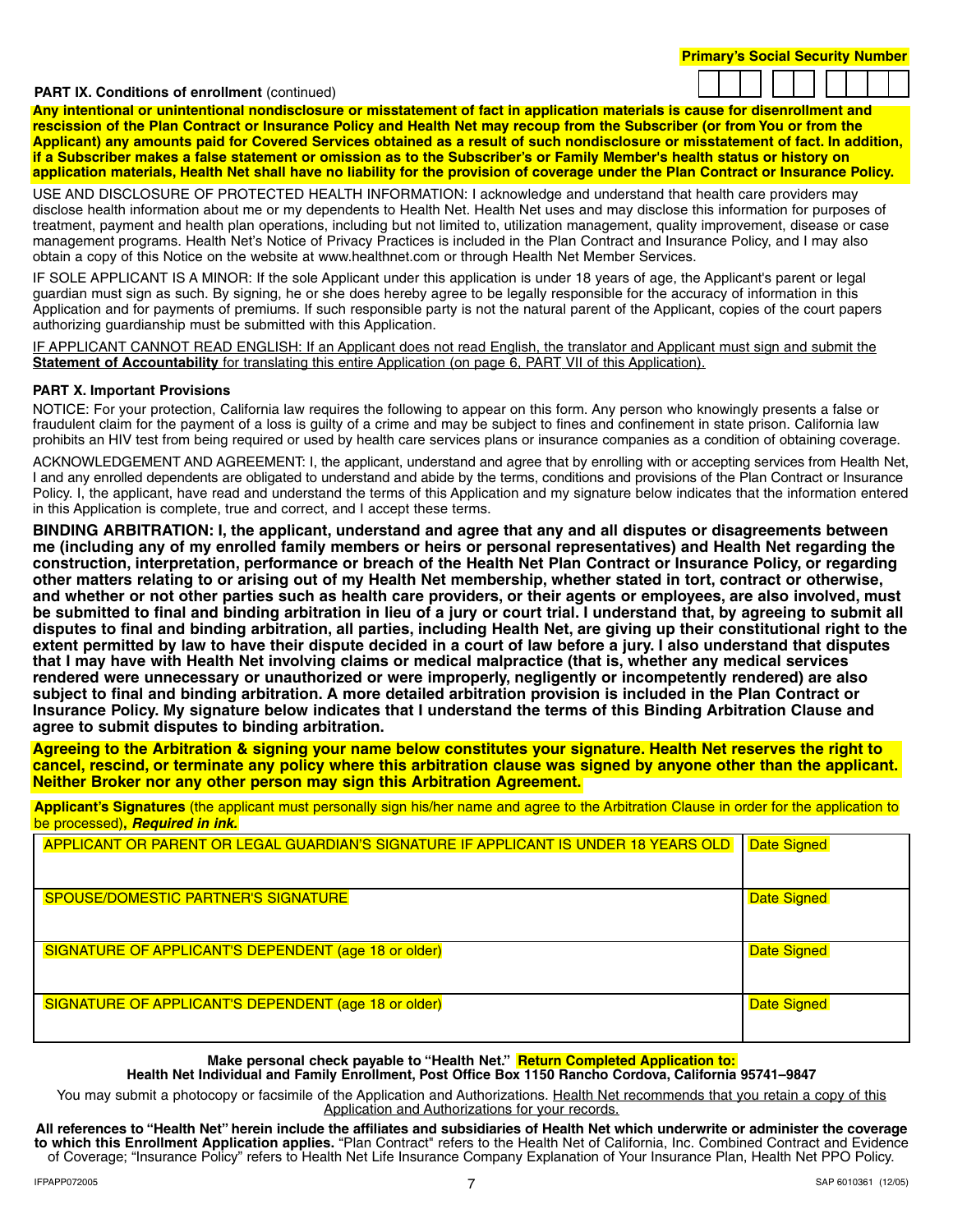**Primary's Social Security Number**

| | | | | | | | | |
|---|---|---|---|---|---|---|---|---|
| | | | | | | | | |

**PART IX. Conditions of enrollment** (continued)

**Any intentional or unintentional nondisclosure or misstatement of fact in application materials is cause for disenrollment and rescission of the Plan Contract or Insurance Policy and Health Net may recoup from the Subscriber (or from You or from the Applicant) any amounts paid for Covered Services obtained as a result of such nondisclosure or misstatement of fact. In addition, if a Subscriber makes a false statement or omission as to the Subscriber's or Family Member's health status or history on application materials, Health Net shall have no liability for the provision of coverage under the Plan Contract or Insurance Policy.**

USE AND DISCLOSURE OF PROTECTED HEALTH INFORMATION: I acknowledge and understand that health care providers may disclose health information about me or my dependents to Health Net. Health Net uses and may disclose this information for purposes of treatment, payment and health plan operations, including but not limited to, utilization management, quality improvement, disease or case management programs. Health Net's Notice of Privacy Practices is included in the Plan Contract and Insurance Policy, and I may also obtain a copy of this Notice on the website at www.healthnet.com or through Health Net Member Services.

IF SOLE APPLICANT IS A MINOR: If the sole Applicant under this application is under 18 years of age, the Applicant's parent or legal guardian must sign as such. By signing, he or she does hereby agree to be legally responsible for the accuracy of information in this Application and for payments of premiums. If such responsible party is not the natural parent of the Applicant, copies of the court papers authorizing guardianship must be submitted with this Application.

IF APPLICANT CANNOT READ ENGLISH: If an Applicant does not read English, the translator and Applicant must sign and submit the **Statement of Accountability** for translating this entire Application (on page 6, PART VII of this Application).

**PART X. Important Provisions**

NOTICE: For your protection, California law requires the following to appear on this form. Any person who knowingly presents a false or fraudulent claim for the payment of a loss is guilty of a crime and may be subject to fines and confinement in state prison. California law prohibits an HIV test from being required or used by health care services plans or insurance companies as a condition of obtaining coverage.

ACKNOWLEDGEMENT AND AGREEMENT: I, the applicant, understand and agree that by enrolling with or accepting services from Health Net, I and any enrolled dependents are obligated to understand and abide by the terms, conditions and provisions of the Plan Contract or Insurance Policy. I, the applicant, have read and understand the terms of this Application and my signature below indicates that the information entered in this Application is complete, true and correct, and I accept these terms.

**BINDING ARBITRATION: I, the applicant, understand and agree that any and all disputes or disagreements between me (including any of my enrolled family members or heirs or personal representatives) and Health Net regarding the construction, interpretation, performance or breach of the Health Net Plan Contract or Insurance Policy, or regarding other matters relating to or arising out of my Health Net membership, whether stated in tort, contract or otherwise, and whether or not other parties such as health care providers, or their agents or employees, are also involved, must be submitted to final and binding arbitration in lieu of a jury or court trial. I understand that, by agreeing to submit all disputes to final and binding arbitration, all parties, including Health Net, are giving up their constitutional right to the extent permitted by law to have their dispute decided in a court of law before a jury. I also understand that disputes that I may have with Health Net involving claims or medical malpractice (that is, whether any medical services rendered were unnecessary or unauthorized or were improperly, negligently or incompetently rendered) are also subject to final and binding arbitration. A more detailed arbitration provision is included in the Plan Contract or Insurance Policy. My signature below indicates that I understand the terms of this Binding Arbitration Clause and agree to submit disputes to binding arbitration.**

**Agreeing to the Arbitration & signing your name below constitutes your signature. Health Net reserves the right to cancel, rescind, or terminate any policy where this arbitration clause was signed by anyone other than the applicant. Neither Broker nor any other person may sign this Arbitration Agreement.**

**Applicant's Signatures** (the applicant must personally sign his/her name and agree to the Arbitration Clause in order for the application to be processed)**, *Required in ink.***

| APPLICANT OR PARENT OR LEGAL GUARDIAN'S SIGNATURE IF APPLICANT IS UNDER 18 YEARS OLD | Date Signed |
|---|---|
| SPOUSE/DOMESTIC PARTNER'S SIGNATURE | Date Signed |
| SIGNATURE OF APPLICANT'S DEPENDENT (age 18 or older) | Date Signed |
| SIGNATURE OF APPLICANT'S DEPENDENT (age 18 or older) | Date Signed |

**Make personal check payable to "Health Net." Return Completed Application to:**
**Health Net Individual and Family Enrollment, Post Office Box 1150 Rancho Cordova, California 95741–9847**

You may submit a photocopy or facsimile of the Application and Authorizations. Health Net recommends that you retain a copy of this Application and Authorizations for your records.

**All references to "Health Net" herein include the affiliates and subsidiaries of Health Net which underwrite or administer the coverage to which this Enrollment Application applies.** "Plan Contract" refers to the Health Net of California, Inc. Combined Contract and Evidence of Coverage; "Insurance Policy" refers to Health Net Life Insurance Company Explanation of Your Insurance Plan, Health Net PPO Policy.

IFPAPP072005 SAP 6010361 (12/05)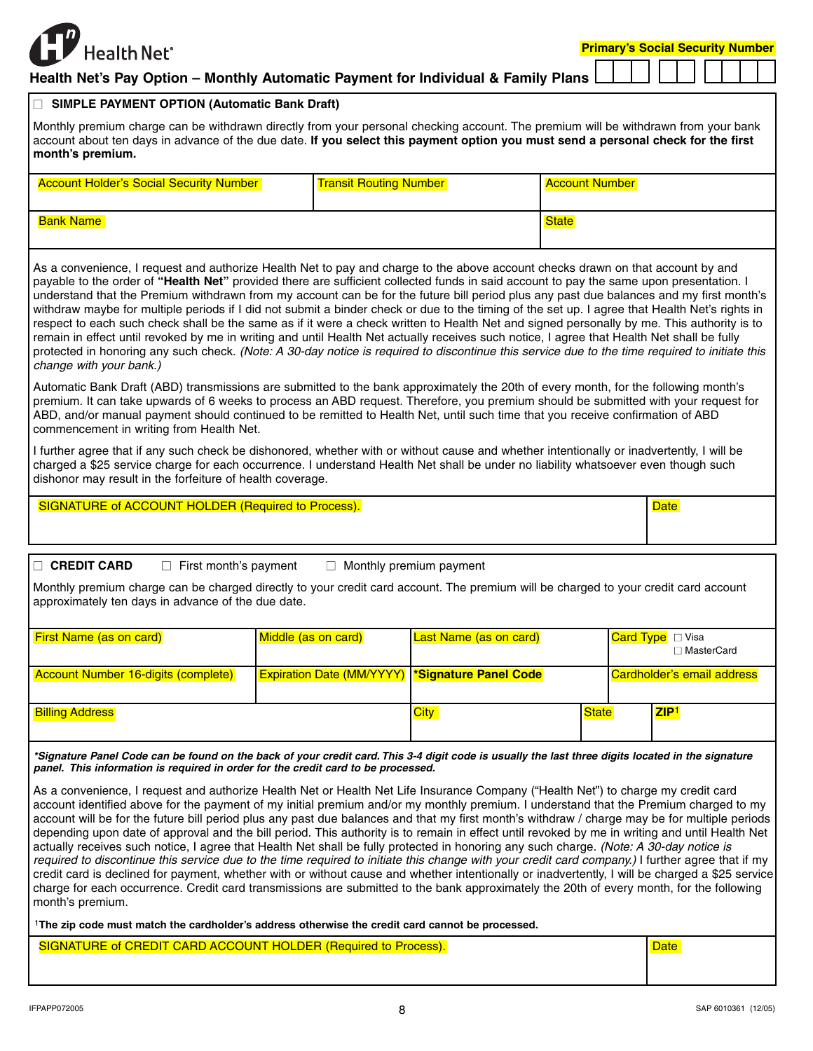Health Net®

**Primary's Social Security Number**

| | | |
|---|---|---|
| | | |

## Health Net's Pay Option – Monthly Automatic Payment for Individual & Family Plans

☐ **SIMPLE PAYMENT OPTION (Automatic Bank Draft)**

Monthly premium charge can be withdrawn directly from your personal checking account. The premium will be withdrawn from your bank account about ten days in advance of the due date. **If you select this payment option you must send a personal check for the first month's premium.**

| Account Holder's Social Security Number | Transit Routing Number | Account Number |
|---|---|---|
| Bank Name | | State |

As a convenience, I request and authorize Health Net to pay and charge to the above account checks drawn on that account by and payable to the order of **"Health Net"** provided there are sufficient collected funds in said account to pay the same upon presentation. I understand that the Premium withdrawn from my account can be for the future bill period plus any past due balances and my first month's withdraw maybe for multiple periods if I did not submit a binder check or due to the timing of the set up. I agree that Health Net's rights in respect to each such check shall be the same as if it were a check written to Health Net and signed personally by me. This authority is to remain in effect until revoked by me in writing and until Health Net actually receives such notice, I agree that Health Net shall be fully protected in honoring any such check. *(Note: A 30-day notice is required to discontinue this service due to the time required to initiate this change with your bank.)*

Automatic Bank Draft (ABD) transmissions are submitted to the bank approximately the 20th of every month, for the following month's premium. It can take upwards of 6 weeks to process an ABD request. Therefore, you premium should be submitted with your request for ABD, and/or manual payment should continued to be remitted to Health Net, until such time that you receive confirmation of ABD commencement in writing from Health Net.

I further agree that if any such check be dishonored, whether with or without cause and whether intentionally or inadvertently, I will be charged a $25 service charge for each occurrence. I understand Health Net shall be under no liability whatsoever even though such dishonor may result in the forfeiture of health coverage.

| SIGNATURE of ACCOUNT HOLDER (Required to Process). | Date |
|---|---|
| | |

☐ **CREDIT CARD** ☐ First month's payment ☐ Monthly premium payment

Monthly premium charge can be charged directly to your credit card account. The premium will be charged to your credit card account approximately ten days in advance of the due date.

| First Name (as on card) | Middle (as on card) | Last Name (as on card) | | Card Type ☐ Visa ☐ MasterCard |
|---|---|---|---|---|
| Account Number 16-digits (complete) | Expiration Date (MM/YYYY) | **\*Signature Panel Code** | | Cardholder's email address |
| Billing Address | | City | State | **ZIP**[1] |

***Signature Panel Code can be found on the back of your credit card. This 3-4 digit code is usually the last three digits located in the signature panel. This information is required in order for the credit card to be processed.***

As a convenience, I request and authorize Health Net or Health Net Life Insurance Company ("Health Net") to charge my credit card account identified above for the payment of my initial premium and/or my monthly premium. I understand that the Premium charged to my account will be for the future bill period plus any past due balances and that my first month's withdraw / charge may be for multiple periods depending upon date of approval and the bill period. This authority is to remain in effect until revoked by me in writing and until Health Net actually receives such notice, I agree that Health Net shall be fully protected in honoring any such charge. *(Note: A 30-day notice is required to discontinue this service due to the time required to initiate this change with your credit card company.)* I further agree that if my credit card is declined for payment, whether with or without cause and whether intentionally or inadvertently, I will be charged a $25 service charge for each occurrence. Credit card transmissions are submitted to the bank approximately the 20th of every month, for the following month's premium.

[1]**The zip code must match the cardholder's address otherwise the credit card cannot be processed.**

| SIGNATURE of CREDIT CARD ACCOUNT HOLDER (Required to Process). | Date |
|---|---|
| | |

IFPAPP072005 SAP 6010361 (12/05)